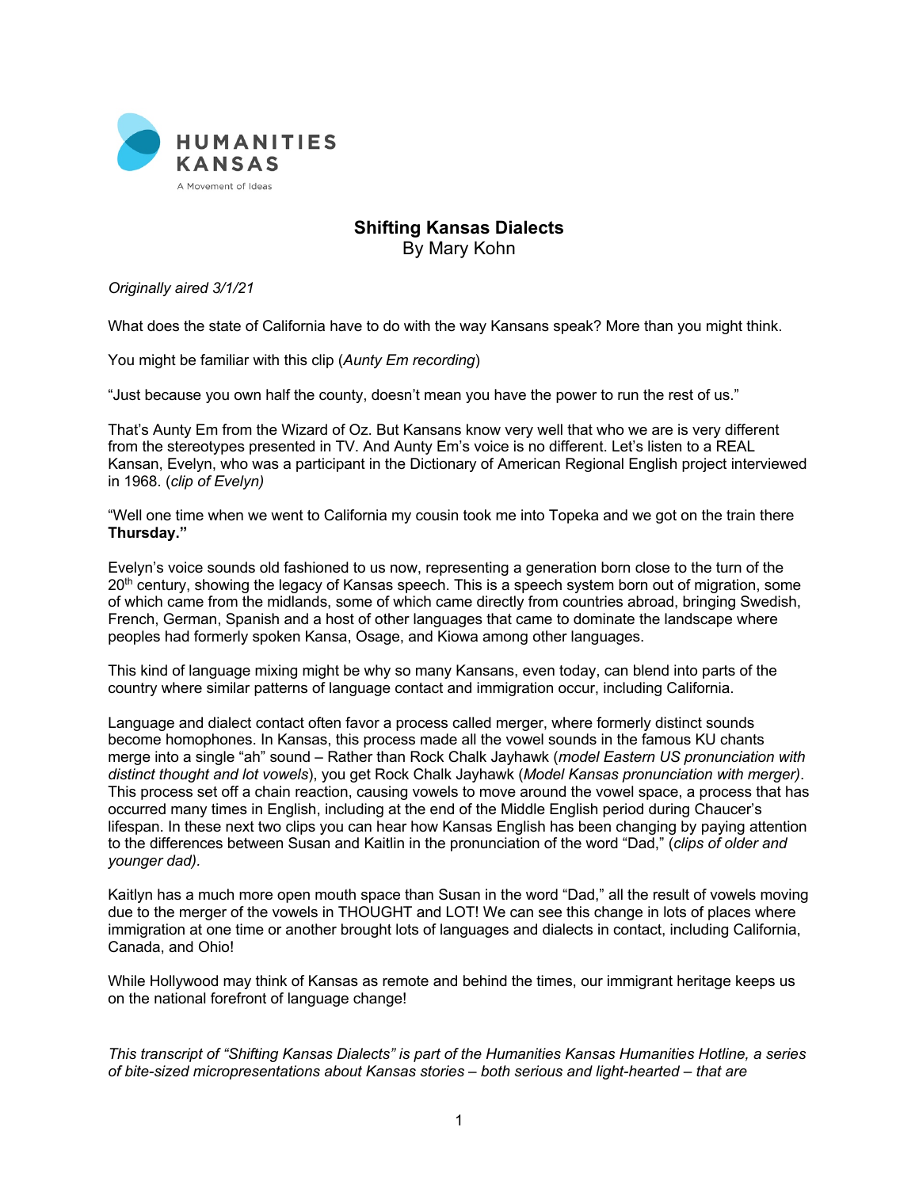HUMANITIES KANSAS
A Movement of Ideas

# Shifting Kansas Dialects

By Mary Kohn

*Originally aired 3/1/21*

What does the state of California have to do with the way Kansans speak? More than you might think.

You might be familiar with this clip (*Aunty Em recording*)

"Just because you own half the county, doesn't mean you have the power to run the rest of us."

That's Aunty Em from the Wizard of Oz. But Kansans know very well that who we are is very different from the stereotypes presented in TV. And Aunty Em's voice is no different. Let's listen to a REAL Kansan, Evelyn, who was a participant in the Dictionary of American Regional English project interviewed in 1968. (*clip of Evelyn)*

"Well one time when we went to California my cousin took me into Topeka and we got on the train there **Thursday."**

Evelyn's voice sounds old fashioned to us now, representing a generation born close to the turn of the 20th century, showing the legacy of Kansas speech. This is a speech system born out of migration, some of which came from the midlands, some of which came directly from countries abroad, bringing Swedish, French, German, Spanish and a host of other languages that came to dominate the landscape where peoples had formerly spoken Kansa, Osage, and Kiowa among other languages.

This kind of language mixing might be why so many Kansans, even today, can blend into parts of the country where similar patterns of language contact and immigration occur, including California.

Language and dialect contact often favor a process called merger, where formerly distinct sounds become homophones. In Kansas, this process made all the vowel sounds in the famous KU chants merge into a single "ah" sound – Rather than Rock Chalk Jayhawk (*model Eastern US pronunciation with distinct thought and lot vowels*), you get Rock Chalk Jayhawk (*Model Kansas pronunciation with merger)*. This process set off a chain reaction, causing vowels to move around the vowel space, a process that has occurred many times in English, including at the end of the Middle English period during Chaucer's lifespan. In these next two clips you can hear how Kansas English has been changing by paying attention to the differences between Susan and Kaitlin in the pronunciation of the word "Dad," (*clips of older and younger dad)*.

Kaitlyn has a much more open mouth space than Susan in the word "Dad," all the result of vowels moving due to the merger of the vowels in THOUGHT and LOT! We can see this change in lots of places where immigration at one time or another brought lots of languages and dialects in contact, including California, Canada, and Ohio!

While Hollywood may think of Kansas as remote and behind the times, our immigrant heritage keeps us on the national forefront of language change!

*This transcript of "Shifting Kansas Dialects" is part of the Humanities Kansas Humanities Hotline, a series of bite-sized micropresentations about Kansas stories – both serious and light-hearted – that are*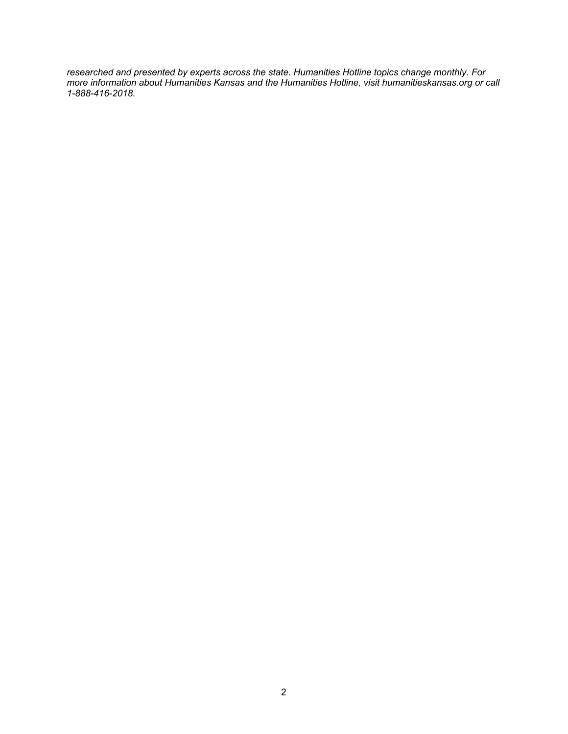*researched and presented by experts across the state. Humanities Hotline topics change monthly. For more information about Humanities Kansas and the Humanities Hotline, visit humanitieskansas.org or call 1-888-416-2018.*